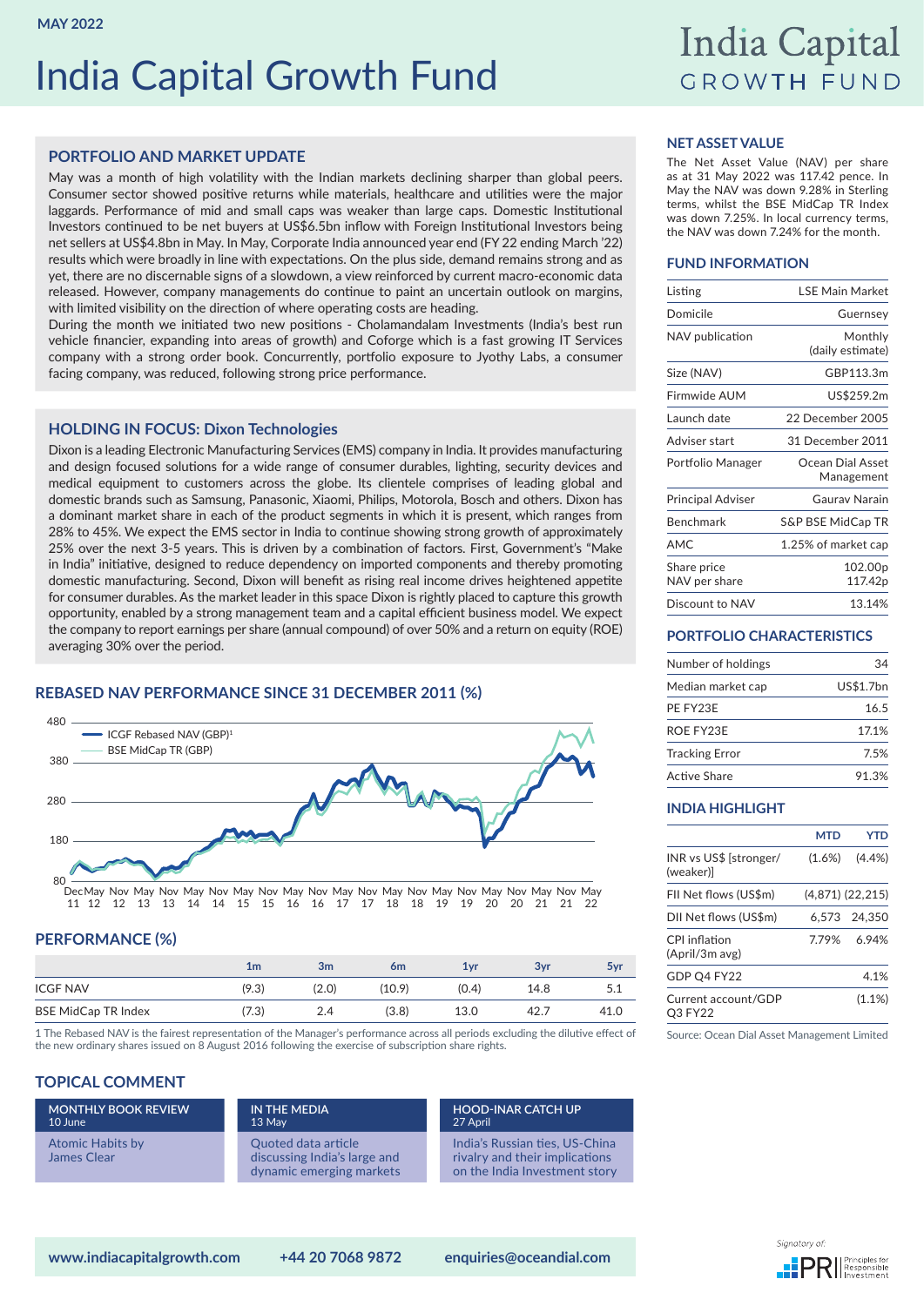MAY 2022

# India Capital Growth Fund

## PORTFOLIO AND MARKET UPDATE

May was a month of high volatility with the Indian markets declining sharper than global peers. Consumer sector showed positive returns while materials, healthcare and utilities were the major laggards. Performance of mid and small caps was weaker than large caps. Domestic Institutional Investors continued to be net buyers at US$6.5bn inflow with Foreign Institutional Investors being net sellers at US$4.8bn in May. In May, Corporate India announced year end (FY 22 ending March '22) results which were broadly in line with expectations. On the plus side, demand remains strong and as yet, there are no discernable signs of a slowdown, a view reinforced by current macro-economic data released. However, company managements do continue to paint an uncertain outlook on margins, with limited visibility on the direction of where operating costs are heading.

During the month we initiated two new positions - Cholamandalam Investments (India's best run vehicle financier, expanding into areas of growth) and Coforge which is a fast growing IT Services company with a strong order book. Concurrently, portfolio exposure to Jyothy Labs, a consumer facing company, was reduced, following strong price performance.

## HOLDING IN FOCUS: Dixon Technologies

Dixon is a leading Electronic Manufacturing Services (EMS) company in India. It provides manufacturing and design focused solutions for a wide range of consumer durables, lighting, security devices and medical equipment to customers across the globe. Its clientele comprises of leading global and domestic brands such as Samsung, Panasonic, Xiaomi, Philips, Motorola, Bosch and others. Dixon has a dominant market share in each of the product segments in which it is present, which ranges from 28% to 45%. We expect the EMS sector in India to continue showing strong growth of approximately 25% over the next 3-5 years. This is driven by a combination of factors. First, Government's "Make in India" initiative, designed to reduce dependency on imported components and thereby promoting domestic manufacturing. Second, Dixon will benefit as rising real income drives heightened appetite for consumer durables. As the market leader in this space Dixon is rightly placed to capture this growth opportunity, enabled by a strong management team and a capital efficient business model. We expect the company to report earnings per share (annual compound) of over 50% and a return on equity (ROE) averaging 30% over the period.

## REBASED NAV PERFORMANCE SINCE 31 DECEMBER 2011 (%)

Legend: ICGF Rebased NAV (GBP)[1]; BSE MidCap TR (GBP)

## PERFORMANCE (%)

| | 1m | 3m | 6m | 1yr | 3yr | 5yr |
|---|---|---|---|---|---|---|
| ICGF NAV | (9.3) | (2.0) | (10.9) | (0.4) | 14.8 | 5.1 |
| BSE MidCap TR Index | (7.3) | 2.4 | (3.8) | 13.0 | 42.7 | 41.0 |

1 The Rebased NAV is the fairest representation of the Manager's performance across all periods excluding the dilutive effect of the new ordinary shares issued on 8 August 2016 following the exercise of subscription share rights.

## TOPICAL COMMENT

**MONTHLY BOOK REVIEW** 10 June
Atomic Habits by James Clear

**IN THE MEDIA** 13 May
Quoted data article discussing India's large and dynamic emerging markets

**HOOD-INAR CATCH UP** 27 April
India's Russian ties, US-China rivalry and their implications on the India Investment story

## NET ASSET VALUE

The Net Asset Value (NAV) per share as at 31 May 2022 was 117.42 pence. In May the NAV was down 9.28% in Sterling terms, whilst the BSE MidCap TR Index was down 7.25%. In local currency terms, the NAV was down 7.24% for the month.

## FUND INFORMATION

| | |
|---|---|
| Listing | LSE Main Market |
| Domicile | Guernsey |
| NAV publication | Monthly (daily estimate) |
| Size (NAV) | GBP113.3m |
| Firmwide AUM | US$259.2m |
| Launch date | 22 December 2005 |
| Adviser start | 31 December 2011 |
| Portfolio Manager | Ocean Dial Asset Management |
| Principal Adviser | Gaurav Narain |
| Benchmark | S&P BSE MidCap TR |
| AMC | 1.25% of market cap |
| Share price | 102.00p |
| NAV per share | 117.42p |
| Discount to NAV | 13.14% |

## PORTFOLIO CHARACTERISTICS

| | |
|---|---|
| Number of holdings | 34 |
| Median market cap | US$1.7bn |
| PE FY23E | 16.5 |
| ROE FY23E | 17.1% |
| Tracking Error | 7.5% |
| Active Share | 91.3% |

## INDIA HIGHLIGHT

| | MTD | YTD |
|---|---|---|
| INR vs US$ [stronger/(weaker)] | (1.6%) | (4.4%) |
| FII Net flows (US$m) | (4,871) | (22,215) |
| DII Net flows (US$m) | 6,573 | 24,350 |
| CPI inflation (April/3m avg) | 7.79% | 6.94% |
| GDP Q4 FY22 | | 4.1% |
| Current account/GDP Q3 FY22 | | (1.1%) |

Source: Ocean Dial Asset Management Limited

www.indiacapitalgrowth.com | +44 20 7068 9872 | enquiries@oceandial.com

Signatory of: PRI Principles for Responsible Investment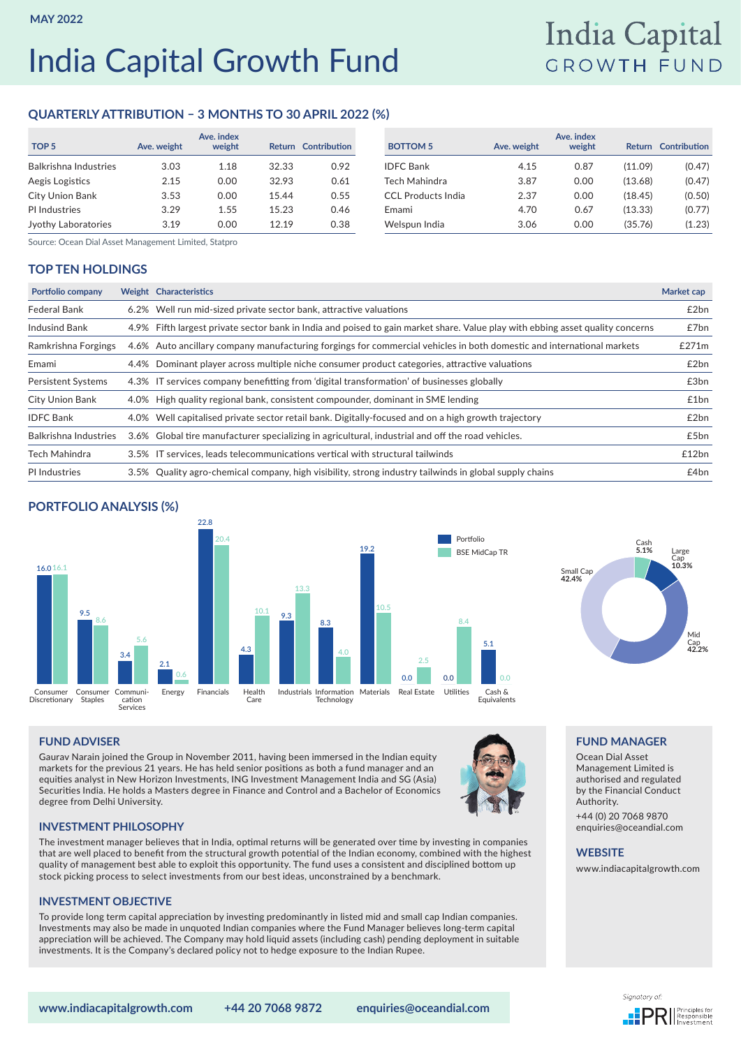MAY 2022

# India Capital Growth Fund

## QUARTERLY ATTRIBUTION – 3 MONTHS TO 30 APRIL 2022 (%)

| TOP 5 | Ave. weight | Ave. index weight | Return | Contribution |
|---|---|---|---|---|
| Balkrishna Industries | 3.03 | 1.18 | 32.33 | 0.92 |
| Aegis Logistics | 2.15 | 0.00 | 32.93 | 0.61 |
| City Union Bank | 3.53 | 0.00 | 15.44 | 0.55 |
| PI Industries | 3.29 | 1.55 | 15.23 | 0.46 |
| Jyothy Laboratories | 3.19 | 0.00 | 12.19 | 0.38 |

| BOTTOM 5 | Ave. weight | Ave. index weight | Return | Contribution |
|---|---|---|---|---|
| IDFC Bank | 4.15 | 0.87 | (11.09) | (0.47) |
| Tech Mahindra | 3.87 | 0.00 | (13.68) | (0.47) |
| CCL Products India | 2.37 | 0.00 | (18.45) | (0.50) |
| Emami | 4.70 | 0.67 | (13.33) | (0.77) |
| Welspun India | 3.06 | 0.00 | (35.76) | (1.23) |

Source: Ocean Dial Asset Management Limited, Statpro

## TOP TEN HOLDINGS

| Portfolio company | Weight | Characteristics | Market cap |
|---|---|---|---|
| Federal Bank | 6.2% | Well run mid-sized private sector bank, attractive valuations | £2bn |
| Indusind Bank | 4.9% | Fifth largest private sector bank in India and poised to gain market share. Value play with ebbing asset quality concerns | £7bn |
| Ramkrishna Forgings | 4.6% | Auto ancillary company manufacturing forgings for commercial vehicles in both domestic and international markets | £271m |
| Emami | 4.4% | Dominant player across multiple niche consumer product categories, attractive valuations | £2bn |
| Persistent Systems | 4.3% | IT services company benefitting from 'digital transformation' of businesses globally | £3bn |
| City Union Bank | 4.0% | High quality regional bank, consistent compounder, dominant in SME lending | £1bn |
| IDFC Bank | 4.0% | Well capitalised private sector retail bank. Digitally-focused and on a high growth trajectory | £2bn |
| Balkrishna Industries | 3.6% | Global tire manufacturer specializing in agricultural, industrial and off the road vehicles. | £5bn |
| Tech Mahindra | 3.5% | IT services, leads telecommunications vertical with structural tailwinds | £12bn |
| PI Industries | 3.5% | Quality agro-chemical company, high visibility, strong industry tailwinds in global supply chains | £4bn |

## PORTFOLIO ANALYSIS (%)

| Sector | Portfolio | BSE MidCap TR |
|---|---|---|
| Consumer Discretionary | 16.0 | 16.1 |
| Consumer Staples | 9.5 | 8.6 |
| Communication Services | 3.4 | 5.6 |
| Energy | 2.1 | 0.6 |
| Financials | 22.8 | 20.4 |
| Health Care | 4.3 | 10.1 |
| Industrials | 9.3 | 13.3 |
| Information Technology | 8.3 | 4.0 |
| Materials | 19.2 | 10.5 |
| Real Estate | 0.0 | 2.5 |
| Utilities | 0.0 | 8.4 |
| Cash & Equivalents | 5.1 | 0.0 |

| Market cap | % |
|---|---|
| Cash | 5.1% |
| Large Cap | 10.3% |
| Mid Cap | 42.2% |
| Small Cap | 42.4% |

### FUND ADVISER

Gaurav Narain joined the Group in November 2011, having been immersed in the Indian equity markets for the previous 21 years. He has held senior positions as both a fund manager and an equities analyst in New Horizon Investments, ING Investment Management India and SG (Asia) Securities India. He holds a Masters degree in Finance and Control and a Bachelor of Economics degree from Delhi University.

### INVESTMENT PHILOSOPHY

The investment manager believes that in India, optimal returns will be generated over time by investing in companies that are well placed to benefit from the structural growth potential of the Indian economy, combined with the highest quality of management best able to exploit this opportunity. The fund uses a consistent and disciplined bottom up stock picking process to select investments from our best ideas, unconstrained by a benchmark.

### INVESTMENT OBJECTIVE

To provide long term capital appreciation by investing predominantly in listed mid and small cap Indian companies. Investments may also be made in unquoted Indian companies where the Fund Manager believes long-term capital appreciation will be achieved. The Company may hold liquid assets (including cash) pending deployment in suitable investments. It is the Company's declared policy not to hedge exposure to the Indian Rupee.

### FUND MANAGER

Ocean Dial Asset Management Limited is authorised and regulated by the Financial Conduct Authority.

+44 (0) 20 7068 9870
enquiries@oceandial.com

### WEBSITE

www.indiacapitalgrowth.com

www.indiacapitalgrowth.com +44 20 7068 9872 enquiries@oceandial.com

Signatory of: PRI Principles for Responsible Investment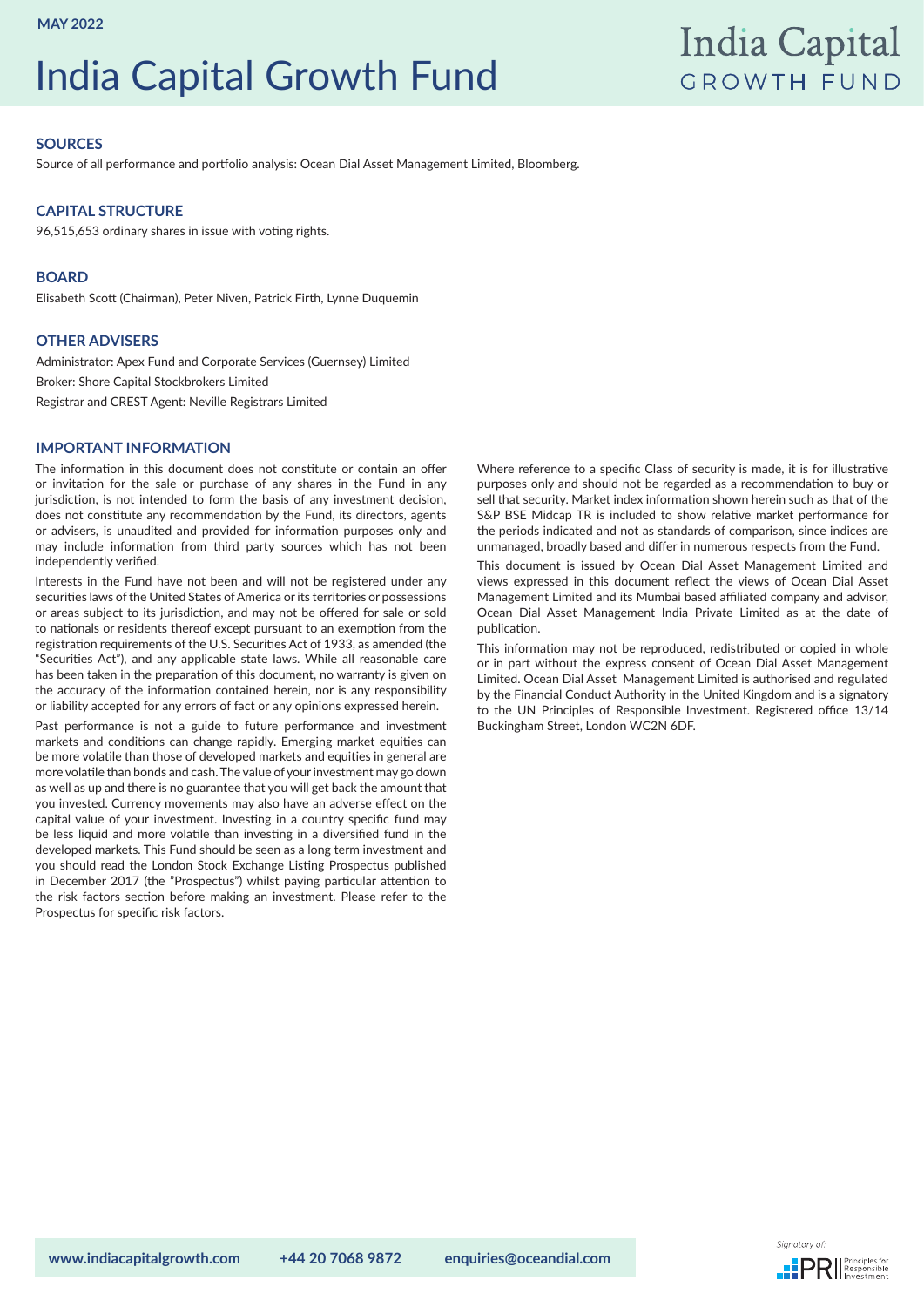# India Capital Growth Fund

MAY 2022

## SOURCES

Source of all performance and portfolio analysis: Ocean Dial Asset Management Limited, Bloomberg.

## CAPITAL STRUCTURE

96,515,653 ordinary shares in issue with voting rights.

## BOARD

Elisabeth Scott (Chairman), Peter Niven, Patrick Firth, Lynne Duquemin

## OTHER ADVISERS

Administrator: Apex Fund and Corporate Services (Guernsey) Limited

Broker: Shore Capital Stockbrokers Limited

Registrar and CREST Agent: Neville Registrars Limited

## IMPORTANT INFORMATION

The information in this document does not constitute or contain an offer or invitation for the sale or purchase of any shares in the Fund in any jurisdiction, is not intended to form the basis of any investment decision, does not constitute any recommendation by the Fund, its directors, agents or advisers, is unaudited and provided for information purposes only and may include information from third party sources which has not been independently verified.

Interests in the Fund have not been and will not be registered under any securities laws of the United States of America or its territories or possessions or areas subject to its jurisdiction, and may not be offered for sale or sold to nationals or residents thereof except pursuant to an exemption from the registration requirements of the U.S. Securities Act of 1933, as amended (the "Securities Act"), and any applicable state laws. While all reasonable care has been taken in the preparation of this document, no warranty is given on the accuracy of the information contained herein, nor is any responsibility or liability accepted for any errors of fact or any opinions expressed herein.

Past performance is not a guide to future performance and investment markets and conditions can change rapidly. Emerging market equities can be more volatile than those of developed markets and equities in general are more volatile than bonds and cash. The value of your investment may go down as well as up and there is no guarantee that you will get back the amount that you invested. Currency movements may also have an adverse effect on the capital value of your investment. Investing in a country specific fund may be less liquid and more volatile than investing in a diversified fund in the developed markets. This Fund should be seen as a long term investment and you should read the London Stock Exchange Listing Prospectus published in December 2017 (the "Prospectus") whilst paying particular attention to the risk factors section before making an investment. Please refer to the Prospectus for specific risk factors.

Where reference to a specific Class of security is made, it is for illustrative purposes only and should not be regarded as a recommendation to buy or sell that security. Market index information shown herein such as that of the S&P BSE Midcap TR is included to show relative market performance for the periods indicated and not as standards of comparison, since indices are unmanaged, broadly based and differ in numerous respects from the Fund.

This document is issued by Ocean Dial Asset Management Limited and views expressed in this document reflect the views of Ocean Dial Asset Management Limited and its Mumbai based affiliated company and advisor, Ocean Dial Asset Management India Private Limited as at the date of publication.

This information may not be reproduced, redistributed or copied in whole or in part without the express consent of Ocean Dial Asset Management Limited. Ocean Dial Asset Management Limited is authorised and regulated by the Financial Conduct Authority in the United Kingdom and is a signatory to the UN Principles of Responsible Investment. Registered office 13/14 Buckingham Street, London WC2N 6DF.

**www.indiacapitalgrowth.com** **+44 20 7068 9872** **enquiries@oceandial.com**

Signatory of: PRI Principles for Responsible Investment